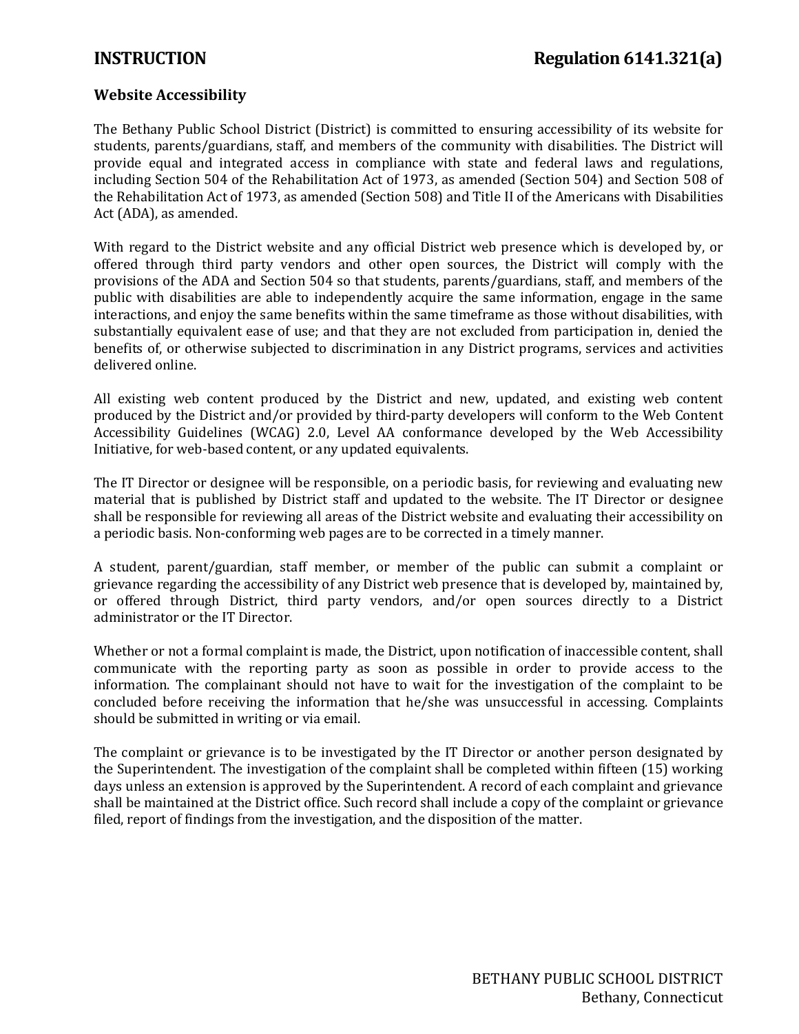**INSTRUCTION** **Regulation 6141.321(a)**

## Website Accessibility

The Bethany Public School District (District) is committed to ensuring accessibility of its website for students, parents/guardians, staff, and members of the community with disabilities. The District will provide equal and integrated access in compliance with state and federal laws and regulations, including Section 504 of the Rehabilitation Act of 1973, as amended (Section 504) and Section 508 of the Rehabilitation Act of 1973, as amended (Section 508) and Title II of the Americans with Disabilities Act (ADA), as amended.

With regard to the District website and any official District web presence which is developed by, or offered through third party vendors and other open sources, the District will comply with the provisions of the ADA and Section 504 so that students, parents/guardians, staff, and members of the public with disabilities are able to independently acquire the same information, engage in the same interactions, and enjoy the same benefits within the same timeframe as those without disabilities, with substantially equivalent ease of use; and that they are not excluded from participation in, denied the benefits of, or otherwise subjected to discrimination in any District programs, services and activities delivered online.

All existing web content produced by the District and new, updated, and existing web content produced by the District and/or provided by third-party developers will conform to the Web Content Accessibility Guidelines (WCAG) 2.0, Level AA conformance developed by the Web Accessibility Initiative, for web-based content, or any updated equivalents.

The IT Director or designee will be responsible, on a periodic basis, for reviewing and evaluating new material that is published by District staff and updated to the website. The IT Director or designee shall be responsible for reviewing all areas of the District website and evaluating their accessibility on a periodic basis. Non-conforming web pages are to be corrected in a timely manner.

A student, parent/guardian, staff member, or member of the public can submit a complaint or grievance regarding the accessibility of any District web presence that is developed by, maintained by, or offered through District, third party vendors, and/or open sources directly to a District administrator or the IT Director.

Whether or not a formal complaint is made, the District, upon notification of inaccessible content, shall communicate with the reporting party as soon as possible in order to provide access to the information. The complainant should not have to wait for the investigation of the complaint to be concluded before receiving the information that he/she was unsuccessful in accessing. Complaints should be submitted in writing or via email.

The complaint or grievance is to be investigated by the IT Director or another person designated by the Superintendent. The investigation of the complaint shall be completed within fifteen (15) working days unless an extension is approved by the Superintendent. A record of each complaint and grievance shall be maintained at the District office. Such record shall include a copy of the complaint or grievance filed, report of findings from the investigation, and the disposition of the matter.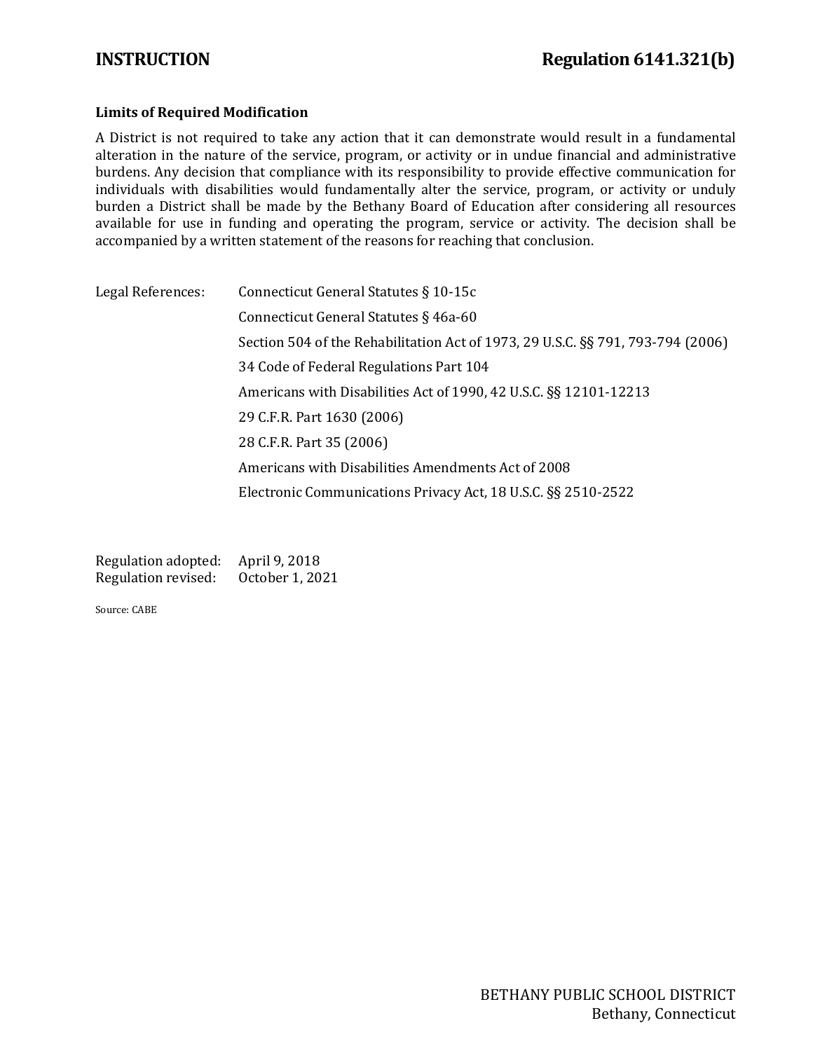**Limits of Required Modification**

A District is not required to take any action that it can demonstrate would result in a fundamental alteration in the nature of the service, program, or activity or in undue financial and administrative burdens. Any decision that compliance with its responsibility to provide effective communication for individuals with disabilities would fundamentally alter the service, program, or activity or unduly burden a District shall be made by the Bethany Board of Education after considering all resources available for use in funding and operating the program, service or activity. The decision shall be accompanied by a written statement of the reasons for reaching that conclusion.

Legal References:

Connecticut General Statutes § 10-15c

Connecticut General Statutes § 46a-60

Section 504 of the Rehabilitation Act of 1973, 29 U.S.C. §§ 791, 793-794 (2006)

34 Code of Federal Regulations Part 104

Americans with Disabilities Act of 1990, 42 U.S.C. §§ 12101-12213

29 C.F.R. Part 1630 (2006)

28 C.F.R. Part 35 (2006)

Americans with Disabilities Amendments Act of 2008

Electronic Communications Privacy Act, 18 U.S.C. §§ 2510-2522

Regulation adopted: April 9, 2018
Regulation revised: October 1, 2021

Source: CABE